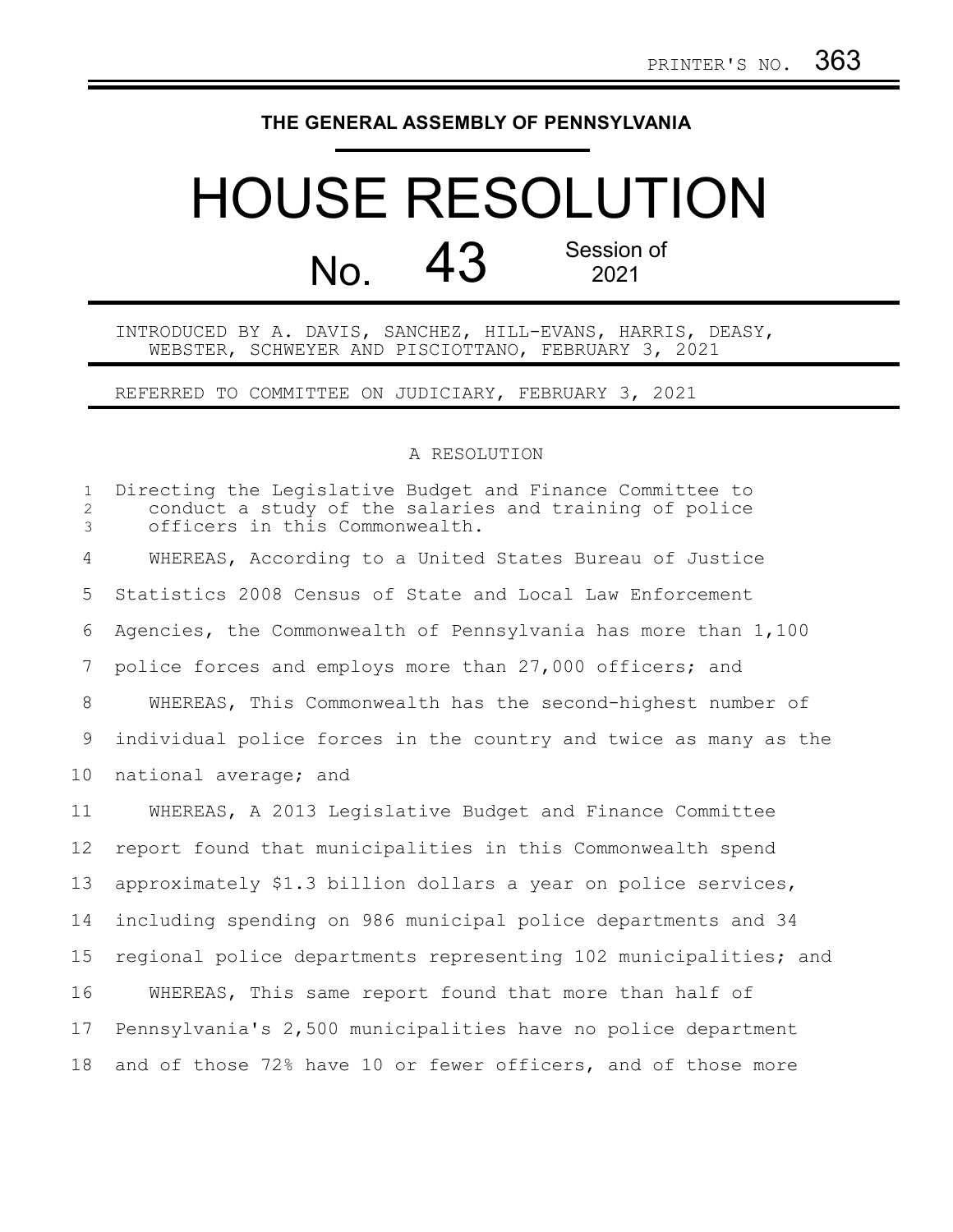PRINTER'S NO. 363

**THE GENERAL ASSEMBLY OF PENNSYLVANIA**

# HOUSE RESOLUTION

## No. 43 Session of 2021

INTRODUCED BY A. DAVIS, SANCHEZ, HILL-EVANS, HARRIS, DEASY, WEBSTER, SCHWEYER AND PISCIOTTANO, FEBRUARY 3, 2021

REFERRED TO COMMITTEE ON JUDICIARY, FEBRUARY 3, 2021

A RESOLUTION

Directing the Legislative Budget and Finance Committee to conduct a study of the salaries and training of police officers in this Commonwealth.

WHEREAS, According to a United States Bureau of Justice Statistics 2008 Census of State and Local Law Enforcement Agencies, the Commonwealth of Pennsylvania has more than 1,100 police forces and employs more than 27,000 officers; and

WHEREAS, This Commonwealth has the second-highest number of individual police forces in the country and twice as many as the national average; and

WHEREAS, A 2013 Legislative Budget and Finance Committee report found that municipalities in this Commonwealth spend approximately $1.3 billion dollars a year on police services, including spending on 986 municipal police departments and 34 regional police departments representing 102 municipalities; and

WHEREAS, This same report found that more than half of Pennsylvania's 2,500 municipalities have no police department and of those 72% have 10 or fewer officers, and of those more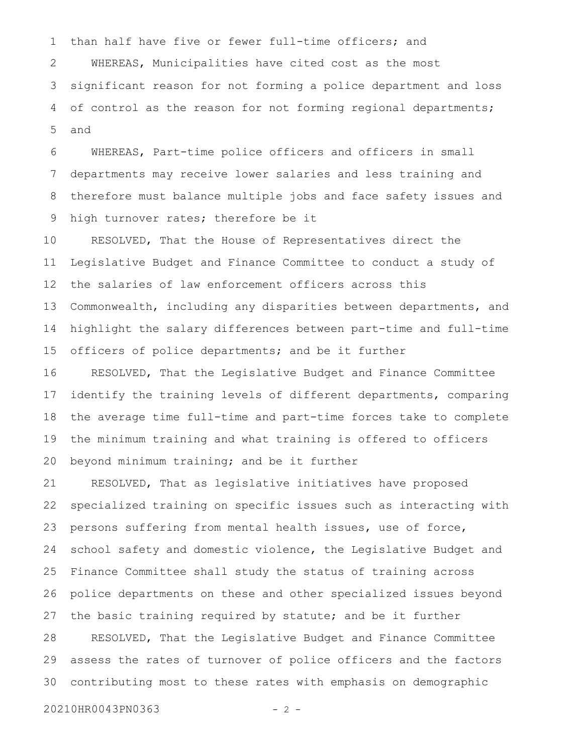than half have five or fewer full-time officers; and

WHEREAS, Municipalities have cited cost as the most significant reason for not forming a police department and loss of control as the reason for not forming regional departments; and

WHEREAS, Part-time police officers and officers in small departments may receive lower salaries and less training and therefore must balance multiple jobs and face safety issues and high turnover rates; therefore be it

RESOLVED, That the House of Representatives direct the Legislative Budget and Finance Committee to conduct a study of the salaries of law enforcement officers across this Commonwealth, including any disparities between departments, and highlight the salary differences between part-time and full-time officers of police departments; and be it further

RESOLVED, That the Legislative Budget and Finance Committee identify the training levels of different departments, comparing the average time full-time and part-time forces take to complete the minimum training and what training is offered to officers beyond minimum training; and be it further

RESOLVED, That as legislative initiatives have proposed specialized training on specific issues such as interacting with persons suffering from mental health issues, use of force, school safety and domestic violence, the Legislative Budget and Finance Committee shall study the status of training across police departments on these and other specialized issues beyond the basic training required by statute; and be it further

RESOLVED, That the Legislative Budget and Finance Committee assess the rates of turnover of police officers and the factors contributing most to these rates with emphasis on demographic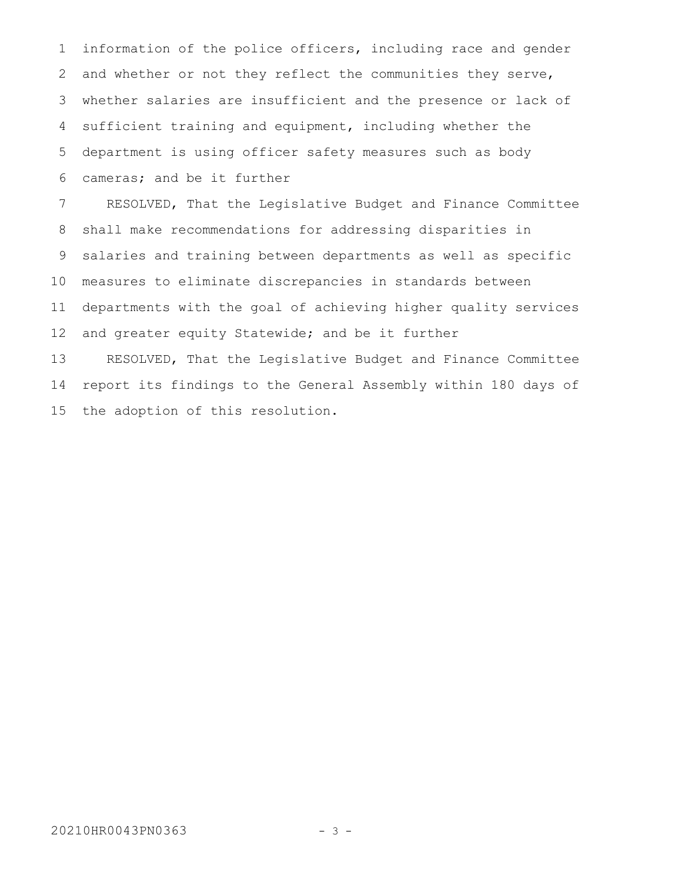information of the police officers, including race and gender and whether or not they reflect the communities they serve, whether salaries are insufficient and the presence or lack of sufficient training and equipment, including whether the department is using officer safety measures such as body cameras; and be it further

RESOLVED, That the Legislative Budget and Finance Committee shall make recommendations for addressing disparities in salaries and training between departments as well as specific measures to eliminate discrepancies in standards between departments with the goal of achieving higher quality services and greater equity Statewide; and be it further

RESOLVED, That the Legislative Budget and Finance Committee report its findings to the General Assembly within 180 days of the adoption of this resolution.